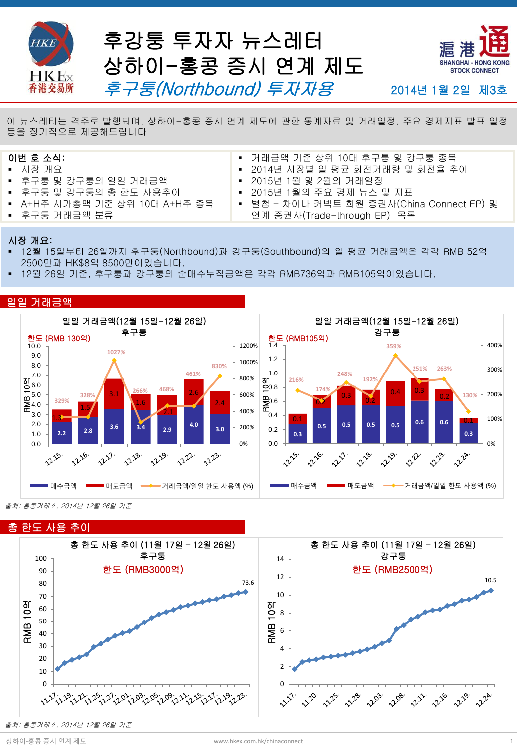# 후강통 투자자 뉴스레터
# 상하이-홍콩 증시 연계 제도
## *후구퉁(Northbound) 투자자용*

HKEx 香港交易所

滬港通 SHANGHAI - HONG KONG STOCK CONNECT

2014년 1월 2일 제3호

이 뉴스레터는 격주로 발행되며, 상하이-홍콩 증시 연계 제도에 관한 통계자료 및 거래일정, 주요 경제지표 발표 일정 등을 정기적으로 제공해드립니다

**이번 호 소식:**

- 시장 개요
- 후구퉁 및 강구퉁의 일일 거래금액
- 후구퉁 및 강구퉁의 총 한도 사용추이
- A+H주 시가총액 기준 상위 10대 A+H주 종목
- 후구퉁 거래금액 분류
- 거래금액 기준 상위 10대 후구퉁 및 강구퉁 종목
- 2014년 시장별 일 평균 회전거래량 및 회전율 추이
- 2015년 1월 및 2월의 거래일정
- 2015년 1월의 주요 경제 뉴스 및 지표
- 별첨 – 차이나 커넥트 회원 증권사(China Connect EP) 및 연계 증권사(Trade-through EP) 목록

**시장 개요:**

- 12월 15일부터 26일까지 후구퉁(Northbound)과 강구퉁(Southbound)의 일 평균 거래금액은 각각 RMB 52억 2500만과 HK$8억 8500만이었습니다.
- 12월 26일 기준, 후구퉁과 강구퉁의 순매수누적금액은 각각 RMB736억과 RMB105억이었습니다.

## 일일 거래금액

**일일 거래금액(12월 15일-12월 26일) 후구퉁** — 한도 (RMB 130억), 단위: RMB 10억

| 날짜 | 매수금액 | 매도금액 | 거래금액/일일 한도 사용액 (%) |
|---|---|---|---|
| 12.15. | 2.2 | 1.3 | 329% |
| 12.16. | 2.8 | 1.5 | 328% |
| 12.17. | 3.6 | 3.1 | 1027% |
| 12.18. | 3.4 | 1.6 | 266% |
| 12.19. | 2.9 | 2.1 | 468% |
| 12.22. | 4.0 | 2.6 | 461% |
| 12.23. | 3.0 | 2.4 | 830% |

**일일 거래금액(12월 15일-12월 26일) 강구퉁** — 한도 (RMB105억), 단위: RMB 10억

| 날짜 | 매수금액 | 매도금액 | 거래금액/일일 한도 사용액 (%) |
|---|---|---|---|
| 12.15. | 0.3 | 0.1 | 216% |
| 12.16. | 0.5 | 0.2 | 174% |
| 12.17. | 0.5 | 0.3 | 248% |
| 12.18. | 0.5 | 0.2 | 192% |
| 12.19. | 0.5 | 0.4 | 359% |
| 12.22. | 0.6 | 0.3 | 251% |
| 12.23. | 0.6 | 0.2 | 263% |
| 12.24. | 0.3 | 0.1 | 130% |

*출처: 홍콩거래소, 2014년 12월 26일 기준*

## 총 한도 사용 추이

**총 한도 사용 추이 (11월 17일 – 12월 26일) 후구퉁** — 한도 (RMB3000억), 단위: RMB 10억, 12.23. 기준 73.6

**총 한도 사용 추이 (11월 17일 – 12월 26일) 강구퉁** — 한도 (RMB2500억), 단위: RMB 10억, 12.24. 기준 10.5

*출처: 홍콩거래소, 2014년 12월 26일 기준*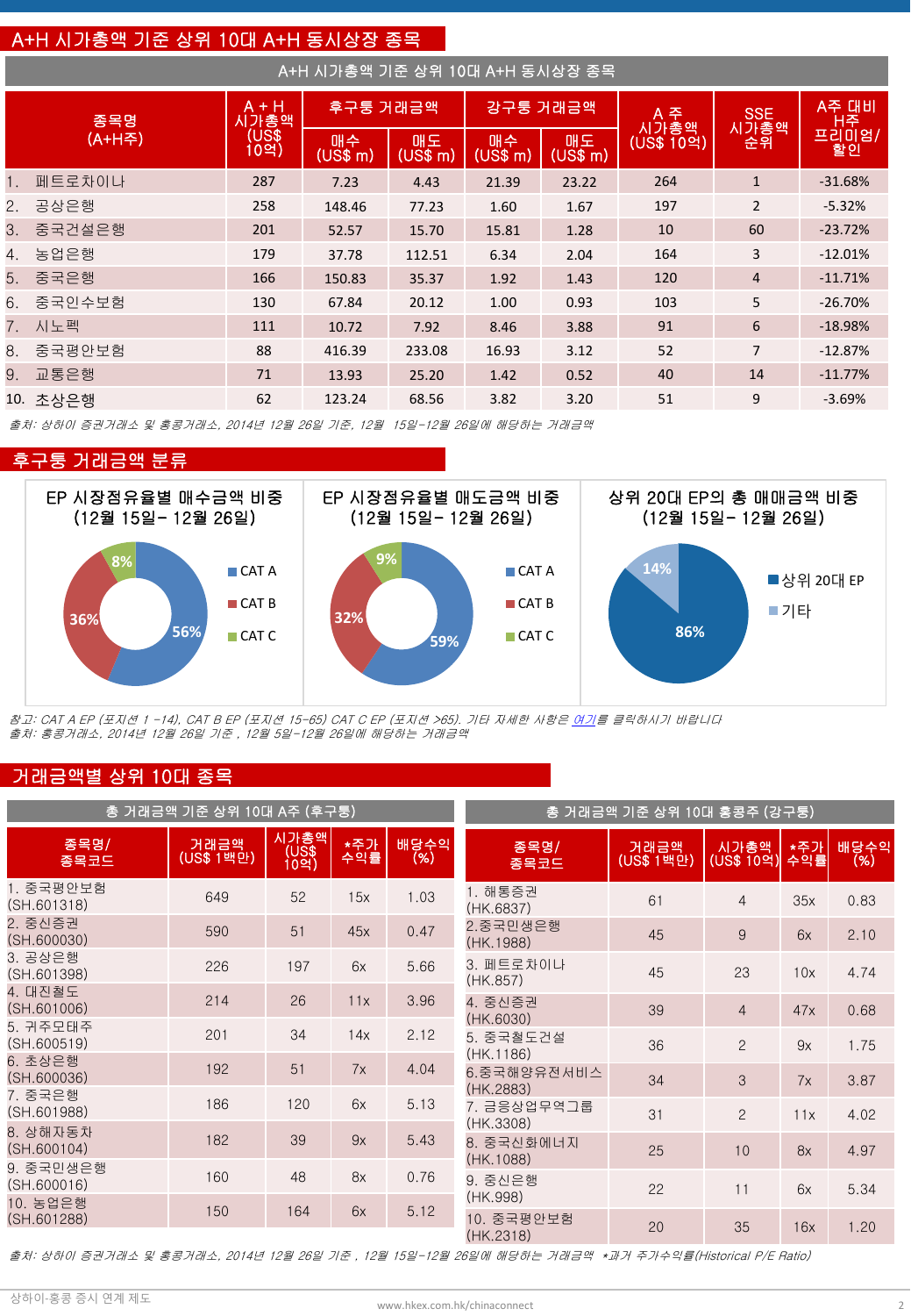## A+H 시가총액 기준 상위 10대 A+H 동시상장 종목

**A+H 시가총액 기준 상위 10대 A+H 동시상장 종목**

| 종목명 (A+H주) | A + H 시가총액 (US$ 10억) | 후구퉁 거래금액 | | 강구퉁 거래금액 | | A 주 시가총액 (US$ 10억) | SSE 시가총액 순위 | A주 대비 H주 프리미엄/할인 |
|---|---|---|---|---|---|---|---|---|
| | | 매수 (US$ m) | 매도 (US$ m) | 매수 (US$ m) | 매도 (US$ m) | | | |
| 1. 페트로차이나 | 287 | 7.23 | 4.43 | 21.39 | 23.22 | 264 | 1 | -31.68% |
| 2. 공상은행 | 258 | 148.46 | 77.23 | 1.60 | 1.67 | 197 | 2 | -5.32% |
| 3. 중국건설은행 | 201 | 52.57 | 15.70 | 15.81 | 1.28 | 10 | 60 | -23.72% |
| 4. 농업은행 | 179 | 37.78 | 112.51 | 6.34 | 2.04 | 164 | 3 | -12.01% |
| 5. 중국은행 | 166 | 150.83 | 35.37 | 1.92 | 1.43 | 120 | 4 | -11.71% |
| 6. 중국인수보험 | 130 | 67.84 | 20.12 | 1.00 | 0.93 | 103 | 5 | -26.70% |
| 7. 시노펙 | 111 | 10.72 | 7.92 | 8.46 | 3.88 | 91 | 6 | -18.98% |
| 8. 중국평안보험 | 88 | 416.39 | 233.08 | 16.93 | 3.12 | 52 | 7 | -12.87% |
| 9. 교통은행 | 71 | 13.93 | 25.20 | 1.42 | 0.52 | 40 | 14 | -11.77% |
| 10. 초상은행 | 62 | 123.24 | 68.56 | 3.82 | 3.20 | 51 | 9 | -3.69% |

*출처: 상하이 증권거래소 및 홍콩거래소, 2014년 12월 26일 기준, 12월 15일–12월 26일에 해당하는 거래금액*

## 후구퉁 거래금액 분류

**EP 시장점유율별 매수금액 비중 (12월 15일– 12월 26일)**

- CAT A: 56%
- CAT B: 36%
- CAT C: 8%

**EP 시장점유율별 매도금액 비중 (12월 15일– 12월 26일)**

- CAT A: 59%
- CAT B: 32%
- CAT C: 9%

**상위 20대 EP의 총 매매금액 비중 (12월 15일– 12월 26일)**

- 상위 20대 EP: 86%
- 기타: 14%

*참고: CAT A EP (포지션 1 -14), CAT B EP (포지션 15-65) CAT C EP (포지션 >65). 기타 자세한 사항은 여기를 클릭하시기 바랍니다*
*출처: 홍콩거래소, 2014년 12월 26일 기준 , 12월 5일–12월 26일에 해당하는 거래금액*

## 거래금액별 상위 10대 종목

**총 거래금액 기준 상위 10대 A주 (후구퉁)**

| 종목명/ 종목코드 | 거래금액 (US$ 1백만) | 시가총액 (US$ 10억) | *주가 수익률 | 배당수익 (%) |
|---|---|---|---|---|
| 1. 중국평안보험 (SH.601318) | 649 | 52 | 15x | 1.03 |
| 2. 중신증권 (SH.600030) | 590 | 51 | 45x | 0.47 |
| 3. 공상은행 (SH.601398) | 226 | 197 | 6x | 5.66 |
| 4. 대진철도 (SH.601006) | 214 | 26 | 11x | 3.96 |
| 5. 귀주모태주 (SH.600519) | 201 | 34 | 14x | 2.12 |
| 6. 초상은행 (SH.600036) | 192 | 51 | 7x | 4.04 |
| 7. 중국은행 (SH.601988) | 186 | 120 | 6x | 5.13 |
| 8. 상해자동차 (SH.600104) | 182 | 39 | 9x | 5.43 |
| 9. 중국민생은행 (SH.600016) | 160 | 48 | 8x | 0.76 |
| 10. 농업은행 (SH.601288) | 150 | 164 | 6x | 5.12 |

**총 거래금액 기준 상위 10대 홍콩주 (강구퉁)**

| 종목명/ 종목코드 | 거래금액 (US$ 1백만) | 시가총액 (US$ 10억) | *주가 수익률 | 배당수익 (%) |
|---|---|---|---|---|
| 1. 해통증권 (HK.6837) | 61 | 4 | 35x | 0.83 |
| 2.중국민생은행 (HK.1988) | 45 | 9 | 6x | 2.10 |
| 3. 페트로차이나 (HK.857) | 45 | 23 | 10x | 4.74 |
| 4. 중신증권 (HK.6030) | 39 | 4 | 47x | 0.68 |
| 5. 중국철도건설 (HK.1186) | 36 | 2 | 9x | 1.75 |
| 6.중국해양유전서비스 (HK.2883) | 34 | 3 | 7x | 3.87 |
| 7. 금응상업무역그룹 (HK.3308) | 31 | 2 | 11x | 4.02 |
| 8. 중국신화에너지 (HK.1088) | 25 | 10 | 8x | 4.97 |
| 9. 중신은행 (HK.998) | 22 | 11 | 6x | 5.34 |
| 10. 중국평안보험 (HK.2318) | 20 | 35 | 16x | 1.20 |

*출처: 상하이 증권거래소 및 홍콩거래소, 2014년 12월 26일 기준 , 12월 15일–12월 26일에 해당하는 거래금액 *과거 주가수익률(Historical P/E Ratio)*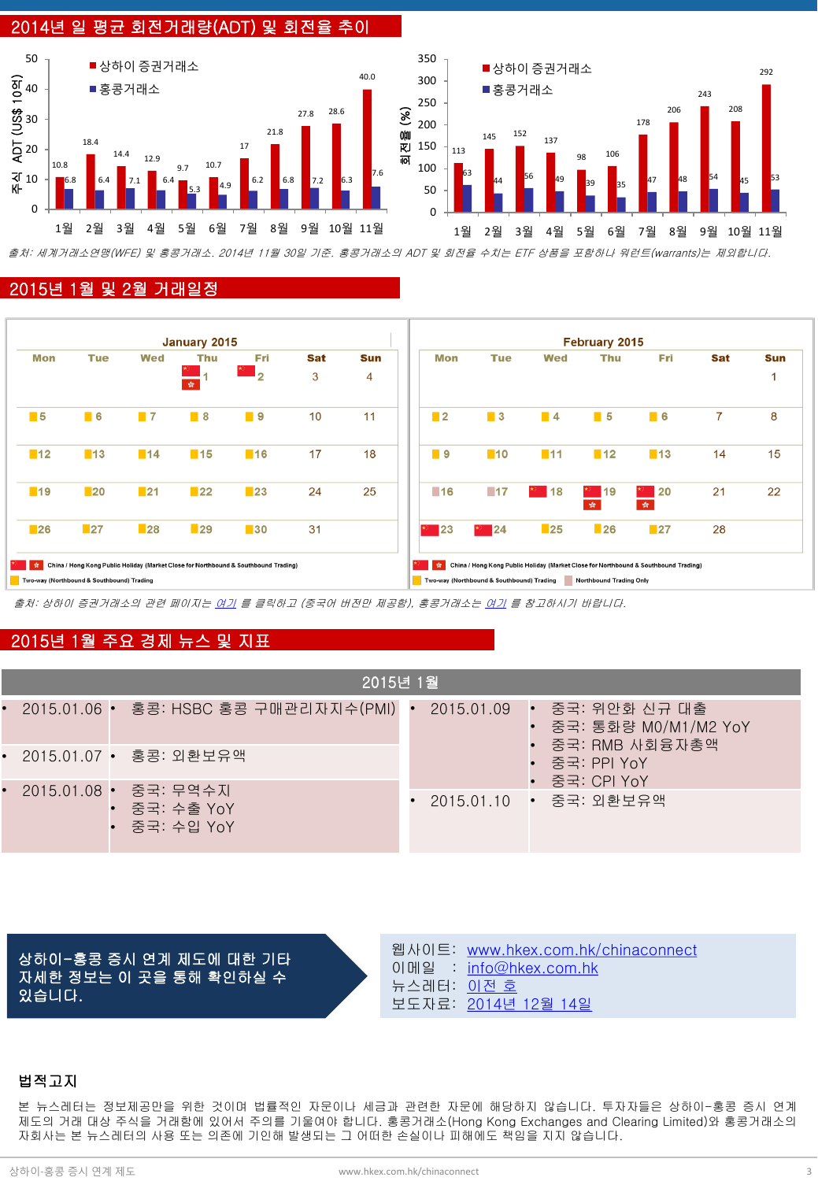## 2014년 일 평균 회전거래량(ADT) 및 회전율 추이

| 월 | ADT 상하이 증권거래소 (US$ 10억) | ADT 홍콩거래소 (US$ 10억) | 회전율 상하이 증권거래소 (%) | 회전율 홍콩거래소 (%) |
|---|---|---|---|---|
| 1월 | 10.8 | 6.8 | 113 | 63 |
| 2월 | 18.4 | 6.4 | 145 | 44 |
| 3월 | 14.4 | 7.1 | 152 | 56 |
| 4월 | 12.9 | 6.4 | 137 | 49 |
| 5월 | 9.7 | 5.3 | 98 | 39 |
| 6월 | 10.7 | 4.9 | 106 | 35 |
| 7월 | 17 | 6.2 | 178 | 47 |
| 8월 | 21.8 | 6.8 | 206 | 48 |
| 9월 | 27.8 | 7.2 | 243 | 54 |
| 10월 | 28.6 | 6.3 | 208 | 45 |
| 11월 | 40.0 | 7.6 | 292 | 53 |

*출처: 세계거래소연맹(WFE) 및 홍콩거래소. 2014년 11월 30일 기준. 홍콩거래소의 ADT 및 회전율 수치는 ETF 상품을 포함하나 워런트(warrants)는 제외합니다.*

## 2015년 1월 및 2월 거래일정

**January 2015**

| Mon | Tue | Wed | Thu | Fri | Sat | Sun |
|---|---|---|---|---|---|---|
| | | | 1 (China / Hong Kong Public Holiday) | 2 (China Public Holiday) | 3 | 4 |
| 5 | 6 | 7 | 8 | 9 | 10 | 11 |
| 12 | 13 | 14 | 15 | 16 | 17 | 18 |
| 19 | 20 | 21 | 22 | 23 | 24 | 25 |
| 26 | 27 | 28 | 29 | 30 | 31 | |

**February 2015**

| Mon | Tue | Wed | Thu | Fri | Sat | Sun |
|---|---|---|---|---|---|---|
| | | | | | | 1 |
| 2 | 3 | 4 | 5 | 6 | 7 | 8 |
| 9 | 10 | 11 | 12 | 13 | 14 | 15 |
| 16 (Northbound Trading Only) | 17 (Northbound Trading Only) | 18 (China Public Holiday) | 19 (China / Hong Kong Public Holiday) | 20 (China / Hong Kong Public Holiday) | 21 | 22 |
| 23 (China Public Holiday) | 24 (China Public Holiday) | 25 | 26 | 27 | 28 | |

China / Hong Kong Public Holiday (Market Close for Northbound & Southbound Trading)
Two-way (Northbound & Southbound) Trading
Northbound Trading Only

*출처: 상하이 증권거래소의 관련 페이지는 [여기](#) 를 클릭하고 (중국어 버전만 제공함), 홍콩거래소는 [여기](#) 를 참고하시기 바랍니다.*

## 2015년 1월 주요 경제 뉴스 및 지표

| 2015년 1월 | | | |
|---|---|---|---|
| 2015.01.06 | 홍콩: HSBC 홍콩 구매관리자지수(PMI) | 2015.01.09 | 중국: 위안화 신규 대출<br>중국: 통화량 M0/M1/M2 YoY<br>중국: RMB 사회융자총액<br>중국: PPI YoY<br>중국: CPI YoY |
| 2015.01.07 | 홍콩: 외환보유액 | 2015.01.10 | 중국: 외환보유액 |
| 2015.01.08 | 중국: 무역수지<br>중국: 수출 YoY<br>중국: 수입 YoY | | |

**상하이-홍콩 증시 연계 제도에 대한 기타 자세한 정보는 이 곳을 통해 확인하실 수 있습니다.**

웹사이트: [www.hkex.com.hk/chinaconnect](http://www.hkex.com.hk/chinaconnect)
이메일 : [info@hkex.com.hk](mailto:info@hkex.com.hk)
뉴스레터: [이전 호](#)
보도자료: [2014년 12월 14일](#)

### 법적고지

본 뉴스레터는 정보제공만을 위한 것이며 법률적인 자문이나 세금과 관련한 자문에 해당하지 않습니다. 투자자들은 상하이-홍콩 증시 연계 제도의 거래 대상 주식을 거래함에 있어서 주의를 기울여야 합니다. 홍콩거래소(Hong Kong Exchanges and Clearing Limited)와 홍콩거래소의 자회사는 본 뉴스레터의 사용 또는 의존에 기인해 발생되는 그 어떠한 손실이나 피해에도 책임을 지지 않습니다.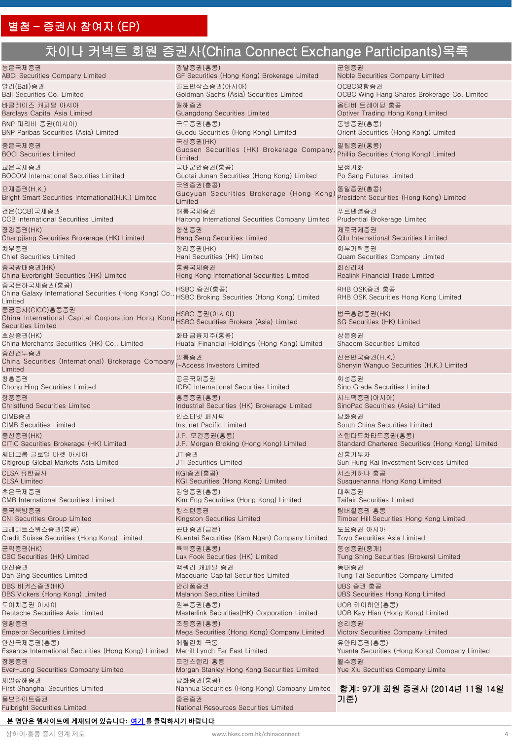## 별첨 – 증권사 참여자 (EP)

# 차이나 커넥트 회원 증권사(China Connect Exchange Participants)목록

| | | |
|---|---|---|
| 농은국제증권<br>ABCI Securities Company Limited | 광발증권(홍콩)<br>GF Securities (Hong Kong) Brokerage Limited | 군영증권<br>Noble Securities Company Limited |
| 발리(Bali)증권<br>Bali Securities Co. Limited | 골드만삭스증권(아시아)<br>Goldman Sachs (Asia) Securities Limited | OCBC윙항증권<br>OCBC Wing Hang Shares Brokerage Co. Limited |
| 바클레이즈 캐피탈 아시아<br>Barclays Capital Asia Limited | 월해증권<br>Guangdong Securities Limited | 옵티버 트레이딩 홍콩<br>Optiver Trading Hong Kong Limited |
| BNP 파리바 증권(아시아)<br>BNP Paribas Securities (Asia) Limited | 국도증권(홍콩)<br>Guodu Securities (Hong Kong) Limited | 동방증권(홍콩)<br>Orient Securities (Hong Kong) Limited |
| 중은국제증권<br>BOCI Securities Limited | 국신증권(HK)<br>Guosen Securities (HK) Brokerage Company, Limited | 필립증권(홍콩)<br>Phillip Securities (Hong Kong) Limited |
| 교은국제증권<br>BOCOM International Securities Limited | 국태군안증권(홍콩)<br>Guotai Junan Securities (Hong Kong) Limited | 보생기화<br>Po Sang Futures Limited |
| 요재증권(H.K.)<br>Bright Smart Securities International(H.K.) Limited | 국원증권(홍콩)<br>Guoyuan Securities Brokerage (Hong Kong) Limited | 통일증권(홍콩)<br>President Securities (Hong Kong) Limited |
| 건은(CCB)국제증권<br>CCB International Securities Limited | 해통국제증권<br>Haitong International Securities Company Limited | 푸르덴셜증권<br>Prudential Brokerage Limited |
| 장강증권(HK)<br>Changjiang Securities Brokerage (HK) Limited | 항생증권<br>Hang Seng Securities Limited | 제로국제증권<br>Qilu International Securities Limited |
| 치부증권<br>Chief Securities Limited | 항리증권(HK)<br>Hani Securities (HK) Limited | 화부가락증권<br>Quam Securities Company Limited |
| 중국광대증권(HK)<br>China Everbright Securities (HK) Limited | 홍콩국제증권<br>Hong Kong International Securities Limited | 회신리재<br>Realink Financial Trade Limited |
| 중국은하국제증권(홍콩)<br>China Galaxy International Securities (Hong Kong) Co., Limited | HSBC 증권(홍콩)<br>HSBC Broking Securities (Hong Kong) Limited | RHB OSK증권 홍콩<br>RHB OSK Securities Hong Kong Limited |
| 중금공사(CICC)홍콩증권<br>China International Capital Corporation Hong Kong Securities Limited | HSBC 증권(아시아)<br>HSBC Securities Brokers (Asia) Limited | 법국흥업증권(HK)<br>SG Securities (HK) Limited |
| 초상증권(HK)<br>China Merchants Securities (HK) Co., Limited | 화태금융지주(홍콩)<br>Huatai Financial Holdings (Hong Kong) Limited | 상은증권<br>Shacom Securities Limited |
| 중신건투증권<br>China Securities (International) Brokerage Company Limited | 일통증권<br>I-Access Investors Limited | 신은만국증권(H.K.)<br>Shenyin Wanguo Securities (H.K.) Limited |
| 창흥증권<br>Chong Hing Securities Limited | 공은국제증권<br>ICBC International Securities Limited | 화성증권<br>Sino Grade Securities Limited |
| 항풍증권<br>Christfund Securities Limited | 흥증증권(홍콩)<br>Industrial Securities (HK) Brokerage Limited | 시노팩증권(아시아)<br>SinoPac Securities (Asia) Limited |
| CIMB증권<br>CIMB Securities Limited | 인스티넷 퍼시픽<br>Instinet Pacific Limited | 남화증권<br>South China Securities Limited |
| 중신증권(HK)<br>CITIC Securities Brokerage (HK) Limited | J.P. 모건증권(홍콩)<br>J.P. Morgan Broking (Hong Kong) Limited | 스탠다드차타드증권(홍콩)<br>Standard Chartered Securities (Hong Kong) Limited |
| 씨티그룹 글로벌 마켓 아시아<br>Citigroup Global Markets Asia Limited | JTI증권<br>JTI Securities Limited | 신홍기투자<br>Sun Hung Kai Investment Services Limited |
| CLSA 유한공사<br>CLSA Limited | KGI증권(홍콩)<br>KGI Securities (Hong Kong) Limited | 서스퀴하나 홍콩<br>Susquehanna Hong Kong Limited |
| 초은국제증권<br>CMB International Securities Limited | 김영증권(홍콩)<br>Kim Eng Securities (Hong Kong) Limited | 대휘증권<br>Taifair Securities Limited |
| 중국북방증권<br>CNI Securities Group Limited | 킹스턴증권<br>Kingston Securities Limited | 팀버힐증권 홍콩<br>Timber Hill Securities Hong Kong Limited |
| 크레디트스위스증권(홍콩)<br>Credit Suisse Securities (Hong Kong) Limited | 곤태증권(금은)<br>Kuentai Securities (Kam Ngan) Company Limited | 도요증권 아시아<br>Toyo Securities Asia Limited |
| 군익증권(HK)<br>CSC Securities (HK) Limited | 육복증권(홍콩)<br>Luk Fook Securities (HK) Limited | 동성증권(중개)<br>Tung Shing Securities (Brokers) Limited |
| 대신증권<br>Dah Sing Securities Limited | 맥쿼리 캐피탈 증권<br>Macquarie Capital Securities Limited | 동태증권<br>Tung Tai Securities Company Limited |
| DBS 비커스증권(HK)<br>DBS Vickers (Hong Kong) Limited | 만리풍증권<br>Malahon Securities Limited | UBS 증권 홍콩<br>UBS Securities Hong Kong Limited |
| 도이치증권 아시아<br>Deutsche Securities Asia Limited | 원부증권(홍콩)<br>Masterlink Securities(HK) Corporation Limited | UOB 카이히언(홍콩)<br>UOB Kay Hian (Hong Kong) Limited |
| 영황증권<br>Emperor Securities Limited | 조풍증권(홍콩)<br>Mega Securities (Hong Kong) Company Limited | 승리증권<br>Victory Securities Company Limited |
| 안신국제증권(홍콩)<br>Essence International Securities (Hong Kong) Limited | 메릴린치 극동<br>Merrill Lynch Far East Limited | 유안타증권(홍콩)<br>Yuanta Securities (Hong Kong) Company Limited |
| 장웅증권<br>Ever-Long Securities Company Limited | 모건스탠리 홍콩<br>Morgan Stanley Hong Kong Securities Limited | 월수증권<br>Yue Xiu Securities Company Limite |
| 제일상해증권<br>First Shanghai Securities Limited | 남화증권(홍콩)<br>Nanhua Securities (Hong Kong) Company Limited | **합계: 97개 회원 증권사 (2014년 11월 14일 기준)** |
| 풀브라이트증권<br>Fulbright Securities Limited | 중윤증권<br>National Resources Securities Limited | |

**본 명단은 웹사이트에 게재되어 있습니다: 여기를 클릭하시기 바랍니다**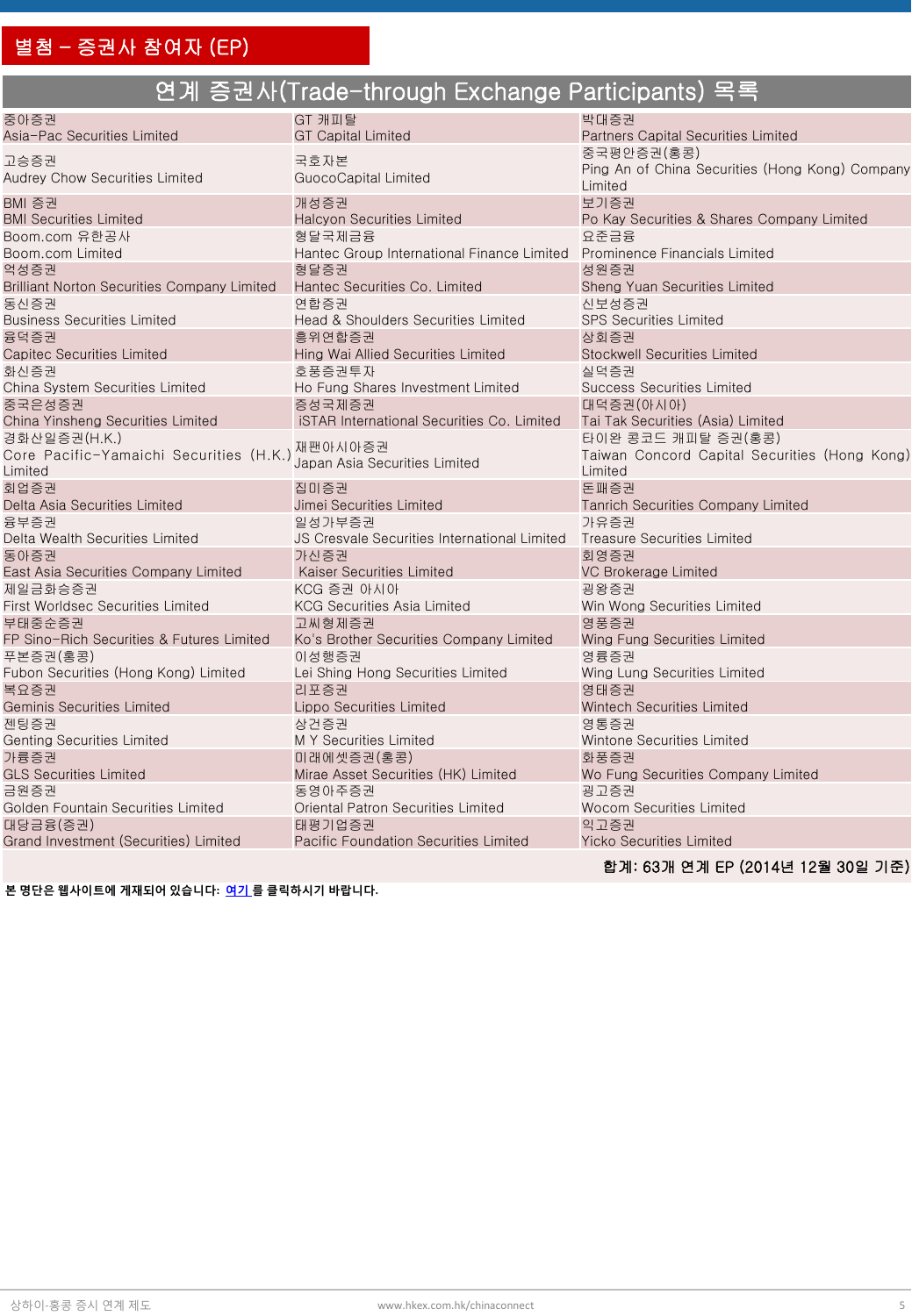## 별첨 – 증권사 참여자 (EP)

### 연계 증권사(Trade-through Exchange Participants) 목록

| | | |
|---|---|---|
| 중아증권<br>Asia-Pac Securities Limited | GT 캐피탈<br>GT Capital Limited | 박대증권<br>Partners Capital Securities Limited |
| 고승증권<br>Audrey Chow Securities Limited | 국호자본<br>GuocoCapital Limited | 중국평안증권(홍콩)<br>Ping An of China Securities (Hong Kong) Company Limited |
| BMI 증권<br>BMI Securities Limited | 개성증권<br>Halcyon Securities Limited | 보기증권<br>Po Kay Securities & Shares Company Limited |
| Boom.com 유한공사<br>Boom.com Limited | 형달국제금융<br>Hantec Group International Finance Limited | 요준금융<br>Prominence Financials Limited |
| 억성증권<br>Brilliant Norton Securities Company Limited | 형달증권<br>Hantec Securities Co. Limited | 성원증권<br>Sheng Yuan Securities Limited |
| 동신증권<br>Business Securities Limited | 연합증권<br>Head & Shoulders Securities Limited | 신보성증권<br>SPS Securities Limited |
| 융덕증권<br>Capitec Securities Limited | 흥위연합증권<br>Hing Wai Allied Securities Limited | 상회증권<br>Stockwell Securities Limited |
| 화신증권<br>China System Securities Limited | 호풍증권투자<br>Ho Fung Shares Investment Limited | 실덕증권<br>Success Securities Limited |
| 중국은성증권<br>China Yinsheng Securities Limited | 증성국제증권<br>iSTAR International Securities Co. Limited | 대덕증권(아시아)<br>Tai Tak Securities (Asia) Limited |
| 경화산일증권(H.K.)<br>Core Pacific-Yamaichi Securities (H.K.) Limited | 재팬아시아증권<br>Japan Asia Securities Limited | 타이완 콩코드 캐피탈 증권(홍콩)<br>Taiwan Concord Capital Securities (Hong Kong) Limited |
| 회업증권<br>Delta Asia Securities Limited | 집미증권<br>Jimei Securities Limited | 돈패증권<br>Tanrich Securities Company Limited |
| 융부증권<br>Delta Wealth Securities Limited | 일성가부증권<br>JS Cresvale Securities International Limited | 가유증권<br>Treasure Securities Limited |
| 동아증권<br>East Asia Securities Company Limited | 가신증권<br>Kaiser Securities Limited | 회영증권<br>VC Brokerage Limited |
| 제일금화승증권<br>First Worldsec Securities Limited | KCG 증권 아시아<br>KCG Securities Asia Limited | 굉왕증권<br>Win Wong Securities Limited |
| 부태중순증권<br>FP Sino-Rich Securities & Futures Limited | 고씨형제증권<br>Ko's Brother Securities Company Limited | 영풍증권<br>Wing Fung Securities Limited |
| 푸본증권(홍콩)<br>Fubon Securities (Hong Kong) Limited | 이성행증권<br>Lei Shing Hong Securities Limited | 영륭증권<br>Wing Lung Securities Limited |
| 복요증권<br>Geminis Securities Limited | 리포증권<br>Lippo Securities Limited | 영태증권<br>Wintech Securities Limited |
| 젠팅증권<br>Genting Securities Limited | 상건증권<br>M Y Securities Limited | 영통증권<br>Wintone Securities Limited |
| 가릉증권<br>GLS Securities Limited | 미래에셋증권(홍콩)<br>Mirae Asset Securities (HK) Limited | 화풍증권<br>Wo Fung Securities Company Limited |
| 금원증권<br>Golden Fountain Securities Limited | 동영아주증권<br>Oriental Patron Securities Limited | 굉고증권<br>Wocom Securities Limited |
| 대당금융(증권)<br>Grand Investment (Securities) Limited | 태평기업증권<br>Pacific Foundation Securities Limited | 익고증권<br>Yicko Securities Limited |
| | | **합계: 63개 연계 EP (2014년 12월 30일 기준)** |

**본 명단은 웹사이트에 게재되어 있습니다: 여기 를 클릭하시기 바랍니다.**